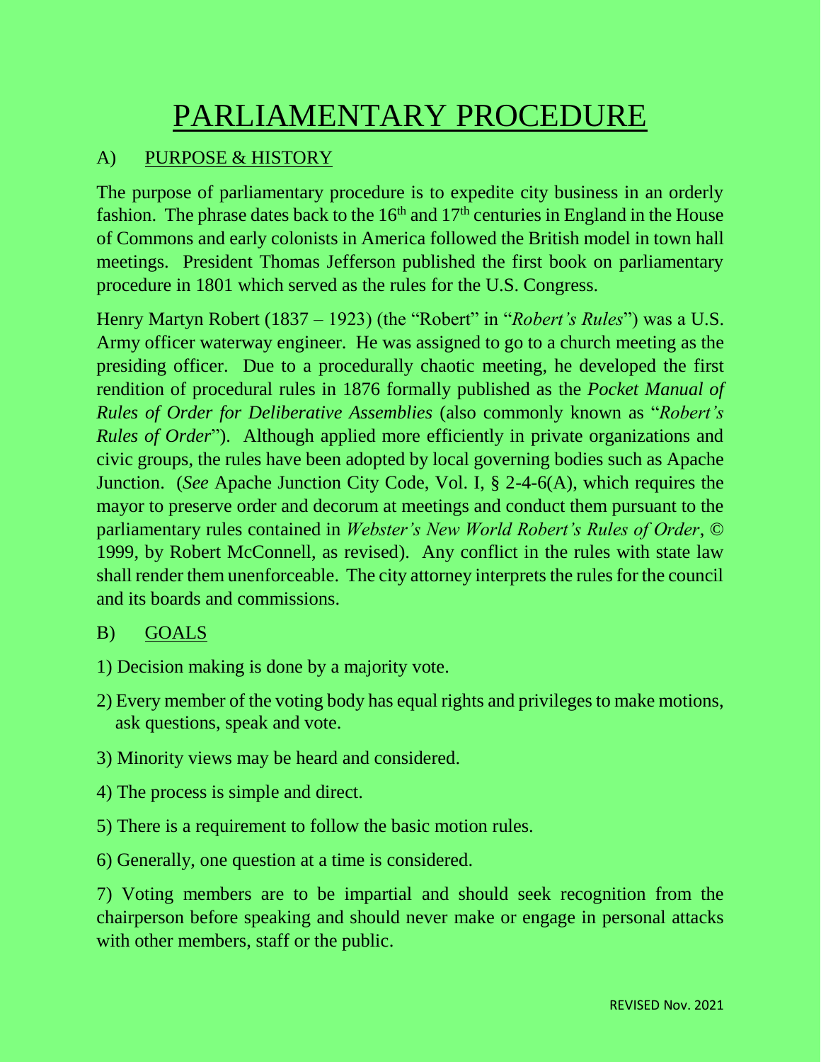# PARLIAMENTARY PROCEDURE

## A) PURPOSE & HISTORY

The purpose of parliamentary procedure is to expedite city business in an orderly fashion. The phrase dates back to the 16th and 17th centuries in England in the House of Commons and early colonists in America followed the British model in town hall meetings. President Thomas Jefferson published the first book on parliamentary procedure in 1801 which served as the rules for the U.S. Congress.

Henry Martyn Robert (1837 – 1923) (the "Robert" in "*Robert's Rules*") was a U.S. Army officer waterway engineer. He was assigned to go to a church meeting as the presiding officer. Due to a procedurally chaotic meeting, he developed the first rendition of procedural rules in 1876 formally published as the *Pocket Manual of Rules of Order for Deliberative Assemblies* (also commonly known as "*Robert's Rules of Order*"). Although applied more efficiently in private organizations and civic groups, the rules have been adopted by local governing bodies such as Apache Junction. (*See* Apache Junction City Code, Vol. I, § 2-4-6(A), which requires the mayor to preserve order and decorum at meetings and conduct them pursuant to the parliamentary rules contained in *Webster's New World Robert's Rules of Order*, © 1999, by Robert McConnell, as revised). Any conflict in the rules with state law shall render them unenforceable. The city attorney interprets the rules for the council and its boards and commissions.

## B) GOALS

1) Decision making is done by a majority vote.

2) Every member of the voting body has equal rights and privileges to make motions, ask questions, speak and vote.

3) Minority views may be heard and considered.

4) The process is simple and direct.

5) There is a requirement to follow the basic motion rules.

6) Generally, one question at a time is considered.

7) Voting members are to be impartial and should seek recognition from the chairperson before speaking and should never make or engage in personal attacks with other members, staff or the public.

REVISED Nov. 2021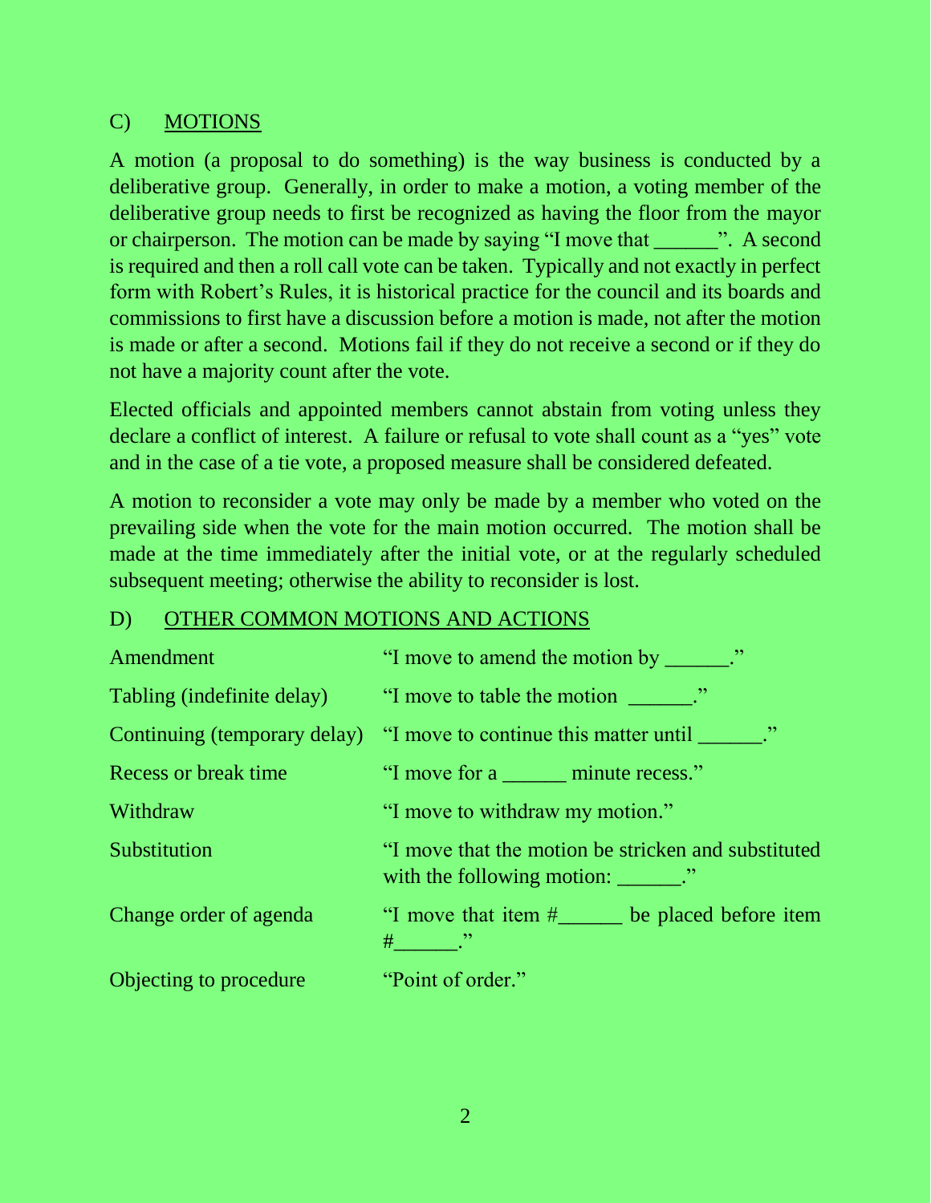## C) MOTIONS

A motion (a proposal to do something) is the way business is conducted by a deliberative group. Generally, in order to make a motion, a voting member of the deliberative group needs to first be recognized as having the floor from the mayor or chairperson. The motion can be made by saying "I move that ______". A second is required and then a roll call vote can be taken. Typically and not exactly in perfect form with Robert's Rules, it is historical practice for the council and its boards and commissions to first have a discussion before a motion is made, not after the motion is made or after a second. Motions fail if they do not receive a second or if they do not have a majority count after the vote.

Elected officials and appointed members cannot abstain from voting unless they declare a conflict of interest. A failure or refusal to vote shall count as a "yes" vote and in the case of a tie vote, a proposed measure shall be considered defeated.

A motion to reconsider a vote may only be made by a member who voted on the prevailing side when the vote for the main motion occurred. The motion shall be made at the time immediately after the initial vote, or at the regularly scheduled subsequent meeting; otherwise the ability to reconsider is lost.

## D) OTHER COMMON MOTIONS AND ACTIONS

| | |
|---|---|
| Amendment | "I move to amend the motion by ______." |
| Tabling (indefinite delay) | "I move to table the motion ______." |
| Continuing (temporary delay) | "I move to continue this matter until ______." |
| Recess or break time | "I move for a ______ minute recess." |
| Withdraw | "I move to withdraw my motion." |
| Substitution | "I move that the motion be stricken and substituted with the following motion: ______." |
| Change order of agenda | "I move that item #______ be placed before item #______." |
| Objecting to procedure | "Point of order." |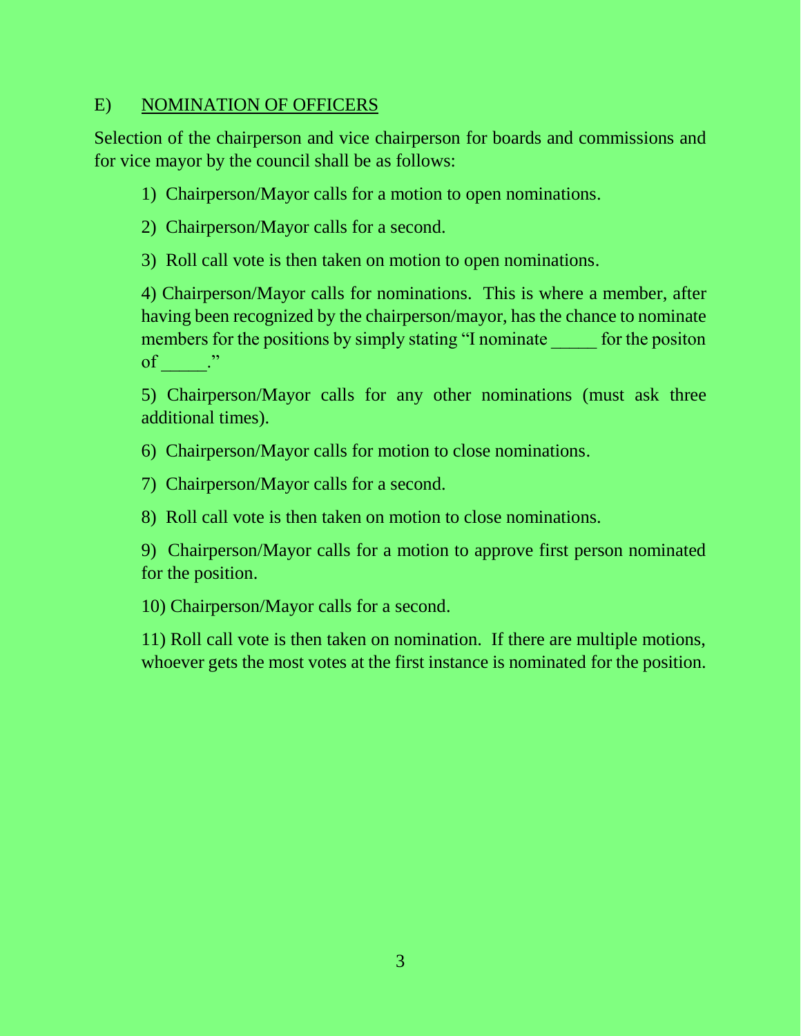## E) NOMINATION OF OFFICERS

Selection of the chairperson and vice chairperson for boards and commissions and for vice mayor by the council shall be as follows:

1) Chairperson/Mayor calls for a motion to open nominations.

2) Chairperson/Mayor calls for a second.

3) Roll call vote is then taken on motion to open nominations.

4) Chairperson/Mayor calls for nominations. This is where a member, after having been recognized by the chairperson/mayor, has the chance to nominate members for the positions by simply stating "I nominate _____ for the positon of _____."

5) Chairperson/Mayor calls for any other nominations (must ask three additional times).

6) Chairperson/Mayor calls for motion to close nominations.

7) Chairperson/Mayor calls for a second.

8) Roll call vote is then taken on motion to close nominations.

9) Chairperson/Mayor calls for a motion to approve first person nominated for the position.

10) Chairperson/Mayor calls for a second.

11) Roll call vote is then taken on nomination. If there are multiple motions, whoever gets the most votes at the first instance is nominated for the position.